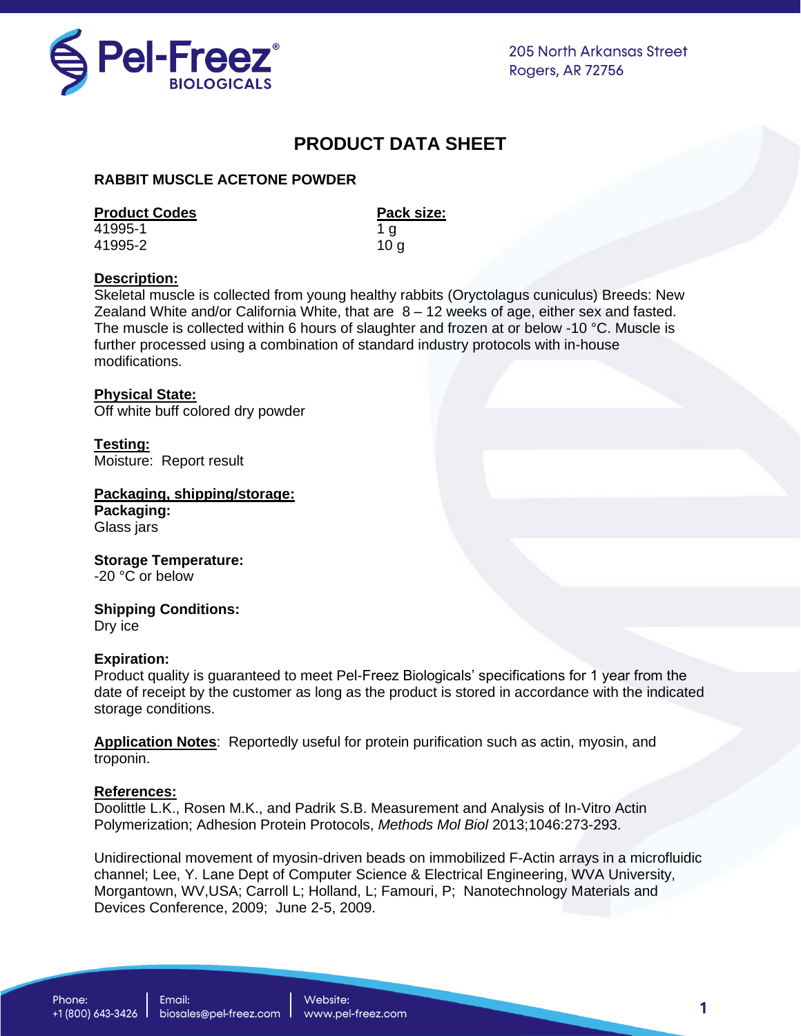Pel-Freez® BIOLOGICALS

205 North Arkansas Street
Rogers, AR 72756

# PRODUCT DATA SHEET

## RABBIT MUSCLE ACETONE POWDER

| **Product Codes** | **Pack size:** |
|---|---|
| 41995-1 | 1 g |
| 41995-2 | 10 g |

**Description:**
Skeletal muscle is collected from young healthy rabbits (Oryctolagus cuniculus) Breeds: New Zealand White and/or California White, that are 8 – 12 weeks of age, either sex and fasted. The muscle is collected within 6 hours of slaughter and frozen at or below -10 °C. Muscle is further processed using a combination of standard industry protocols with in-house modifications.

**Physical State:**
Off white buff colored dry powder

**Testing:**
Moisture: Report result

**Packaging, shipping/storage:**

**Packaging:**
Glass jars

**Storage Temperature:**
-20 °C or below

**Shipping Conditions:**
Dry ice

**Expiration:**
Product quality is guaranteed to meet Pel-Freez Biologicals' specifications for 1 year from the date of receipt by the customer as long as the product is stored in accordance with the indicated storage conditions.

**Application Notes**: Reportedly useful for protein purification such as actin, myosin, and troponin.

**References:**

Doolittle L.K., Rosen M.K., and Padrik S.B. Measurement and Analysis of In-Vitro Actin Polymerization; Adhesion Protein Protocols, *Methods Mol Biol* 2013;1046:273-293.

Unidirectional movement of myosin-driven beads on immobilized F-Actin arrays in a microfluidic channel; Lee, Y. Lane Dept of Computer Science & Electrical Engineering, WVA University, Morgantown, WV,USA; Carroll L; Holland, L; Famouri, P; Nanotechnology Materials and Devices Conference, 2009; June 2-5, 2009.

Phone: +1 (800) 643-3426 | Email: biosales@pel-freez.com | Website: www.pel-freez.com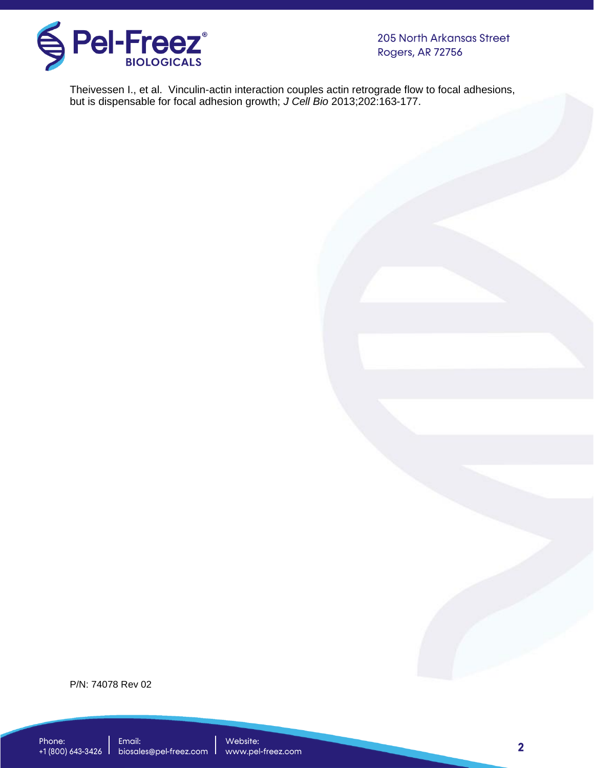Theivessen I., et al. Vinculin-actin interaction couples actin retrograde flow to focal adhesions, but is dispensable for focal adhesion growth; *J Cell Bio* 2013;202:163-177.

P/N: 74078 Rev 02